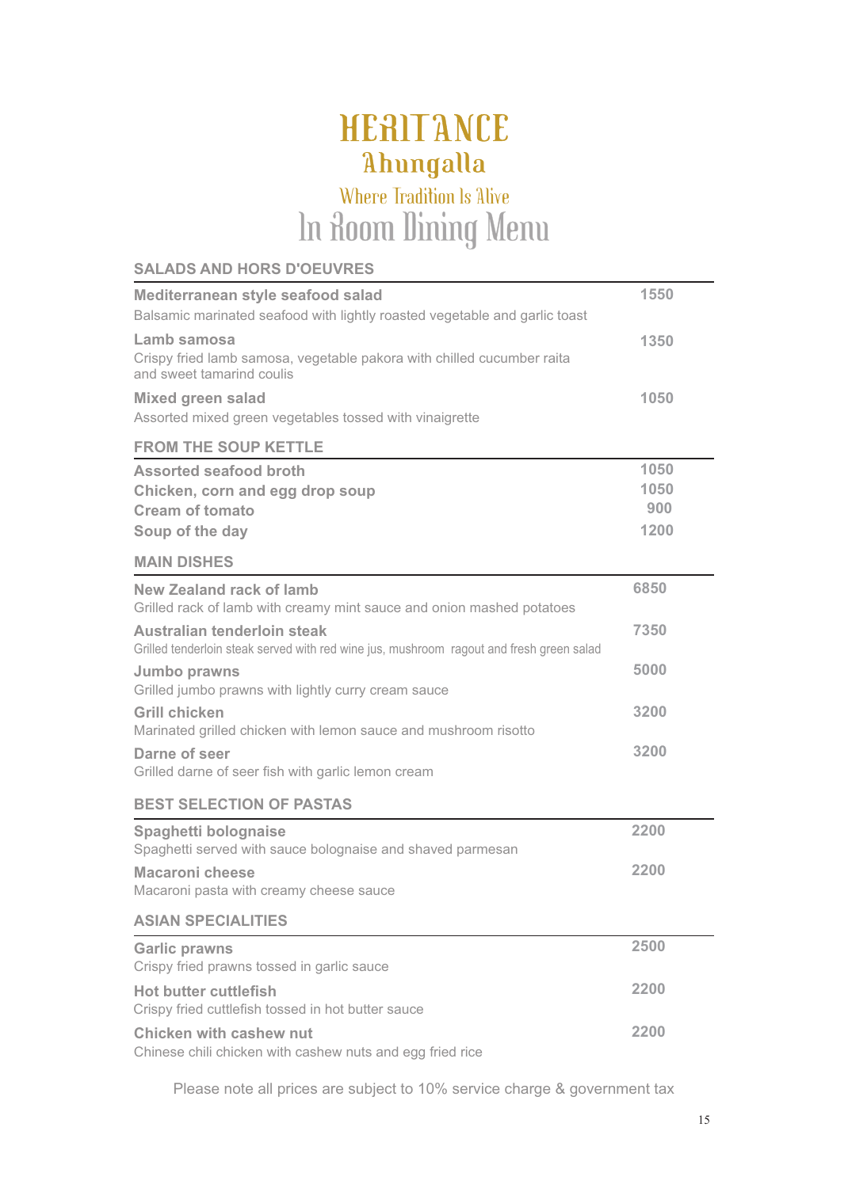# HERITANCE

## Ahungalla

Where Tradition Is Alive

# In Room Dining Menu

## SALADS AND HORS D'OEUVRES

**Mediterranean style seafood salad** — 1550
Balsamic marinated seafood with lightly roasted vegetable and garlic toast

**Lamb samosa** — 1350
Crispy fried lamb samosa, vegetable pakora with chilled cucumber raita and sweet tamarind coulis

**Mixed green salad** — 1050
Assorted mixed green vegetables tossed with vinaigrette

## FROM THE SOUP KETTLE

**Assorted seafood broth** — 1050

**Chicken, corn and egg drop soup** — 1050

**Cream of tomato** — 900

**Soup of the day** — 1200

## MAIN DISHES

**New Zealand rack of lamb** — 6850
Grilled rack of lamb with creamy mint sauce and onion mashed potatoes

**Australian tenderloin steak** — 7350
Grilled tenderloin steak served with red wine jus, mushroom ragout and fresh green salad

**Jumbo prawns** — 5000
Grilled jumbo prawns with lightly curry cream sauce

**Grill chicken** — 3200
Marinated grilled chicken with lemon sauce and mushroom risotto

**Darne of seer** — 3200
Grilled darne of seer fish with garlic lemon cream

## BEST SELECTION OF PASTAS

**Spaghetti bolognaise** — 2200
Spaghetti served with sauce bolognaise and shaved parmesan

**Macaroni cheese** — 2200
Macaroni pasta with creamy cheese sauce

## ASIAN SPECIALITIES

**Garlic prawns** — 2500
Crispy fried prawns tossed in garlic sauce

**Hot butter cuttlefish** — 2200
Crispy fried cuttlefish tossed in hot butter sauce

**Chicken with cashew nut** — 2200
Chinese chili chicken with cashew nuts and egg fried rice

Please note all prices are subject to 10% service charge & government tax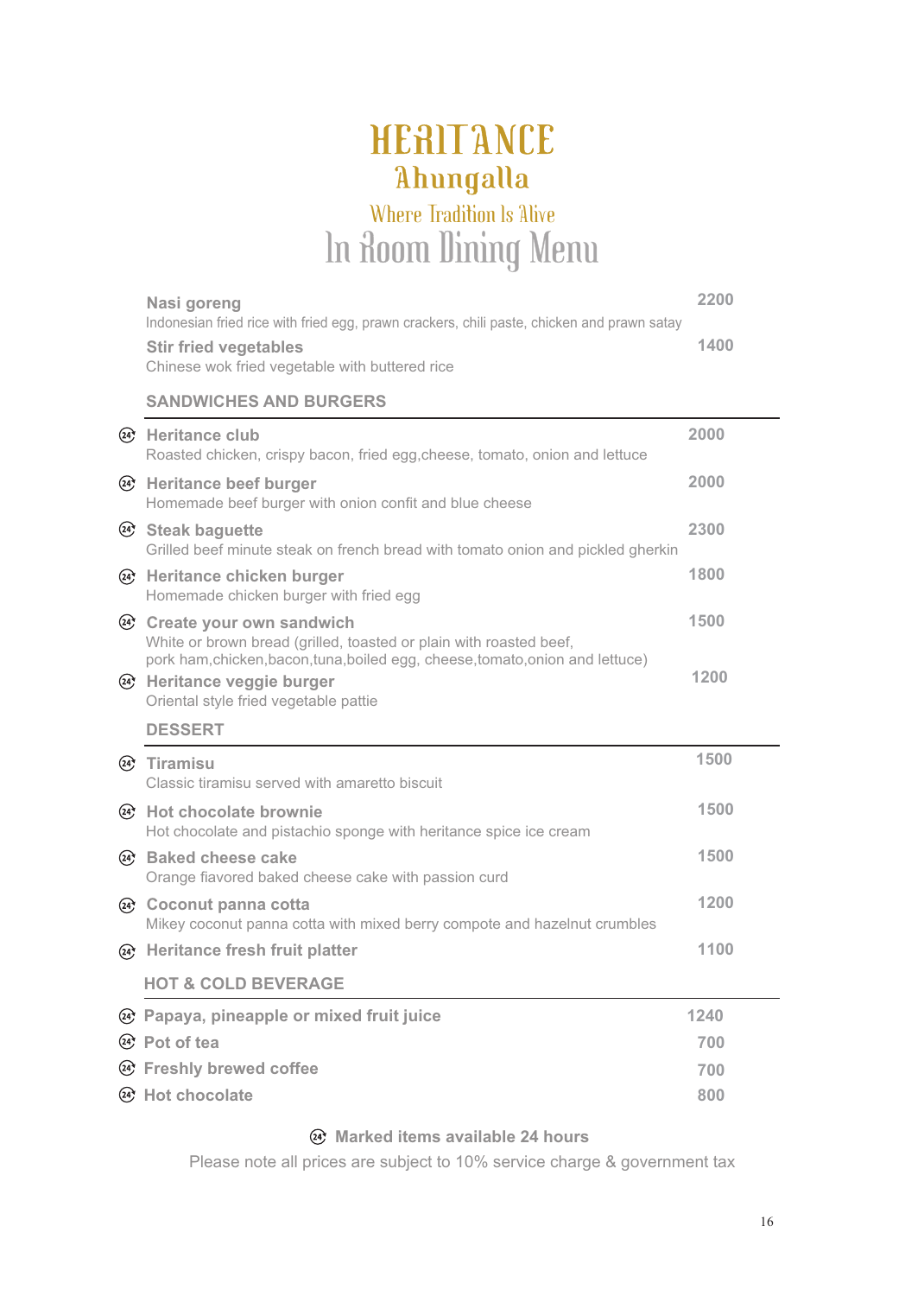# HERITANCE

## Ahungalla

Where Tradition Is Alive

## In Room Dining Menu

**Nasi goreng** 2200
Indonesian fried rice with fried egg, prawn crackers, chili paste, chicken and prawn satay

**Stir fried vegetables** 1400
Chinese wok fried vegetable with buttered rice

### SANDWICHES AND BURGERS

(24) **Heritance club** 2000
Roasted chicken, crispy bacon, fried egg,cheese, tomato, onion and lettuce

(24) **Heritance beef burger** 2000
Homemade beef burger with onion confit and blue cheese

(24) **Steak baguette** 2300
Grilled beef minute steak on french bread with tomato onion and pickled gherkin

(24) **Heritance chicken burger** 1800
Homemade chicken burger with fried egg

(24) **Create your own sandwich** 1500
White or brown bread (grilled, toasted or plain with roasted beef, pork ham,chicken,bacon,tuna,boiled egg, cheese,tomato,onion and lettuce)

(24) **Heritance veggie burger** 1200
Oriental style fried vegetable pattie

### DESSERT

(24) **Tiramisu** 1500
Classic tiramisu served with amaretto biscuit

(24) **Hot chocolate brownie** 1500
Hot chocolate and pistachio sponge with heritance spice ice cream

(24) **Baked cheese cake** 1500
Orange fiavored baked cheese cake with passion curd

(24) **Coconut panna cotta** 1200
Mikey coconut panna cotta with mixed berry compote and hazelnut crumbles

(24) **Heritance fresh fruit platter** 1100

### HOT & COLD BEVERAGE

(24) **Papaya, pineapple or mixed fruit juice** 1240

(24) **Pot of tea** 700

(24) **Freshly brewed coffee** 700

(24) **Hot chocolate** 800

**(24) Marked items available 24 hours**

Please note all prices are subject to 10% service charge & government tax